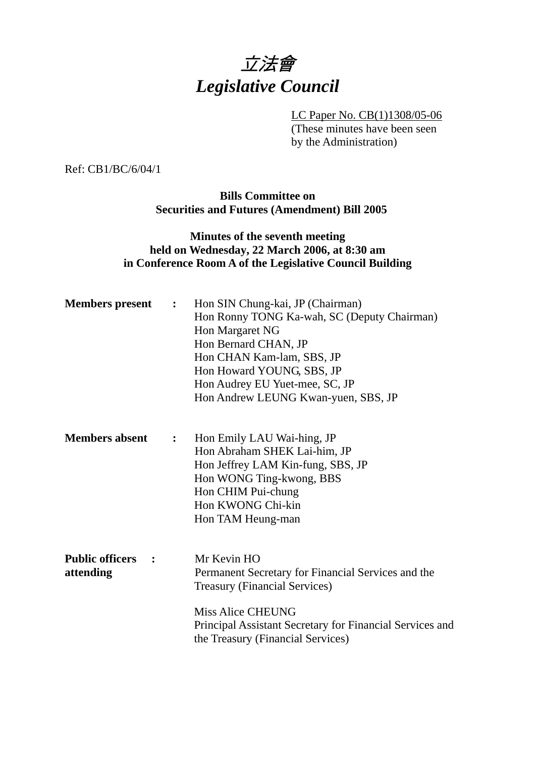# *立法會*
# *Legislative Council*

LC Paper No. CB(1)1308/05-06
(These minutes have been seen by the Administration)

Ref: CB1/BC/6/04/1

**Bills Committee on**
**Securities and Futures (Amendment) Bill 2005**

**Minutes of the seventh meeting**
**held on Wednesday, 22 March 2006, at 8:30 am**
**in Conference Room A of the Legislative Council Building**

**Members present** :
Hon SIN Chung-kai, JP (Chairman)
Hon Ronny TONG Ka-wah, SC (Deputy Chairman)
Hon Margaret NG
Hon Bernard CHAN, JP
Hon CHAN Kam-lam, SBS, JP
Hon Howard YOUNG, SBS, JP
Hon Audrey EU Yuet-mee, SC, JP
Hon Andrew LEUNG Kwan-yuen, SBS, JP

**Members absent** :
Hon Emily LAU Wai-hing, JP
Hon Abraham SHEK Lai-him, JP
Hon Jeffrey LAM Kin-fung, SBS, JP
Hon WONG Ting-kwong, BBS
Hon CHIM Pui-chung
Hon KWONG Chi-kin
Hon TAM Heung-man

**Public officers attending** :
Mr Kevin HO
Permanent Secretary for Financial Services and the Treasury (Financial Services)

Miss Alice CHEUNG
Principal Assistant Secretary for Financial Services and the Treasury (Financial Services)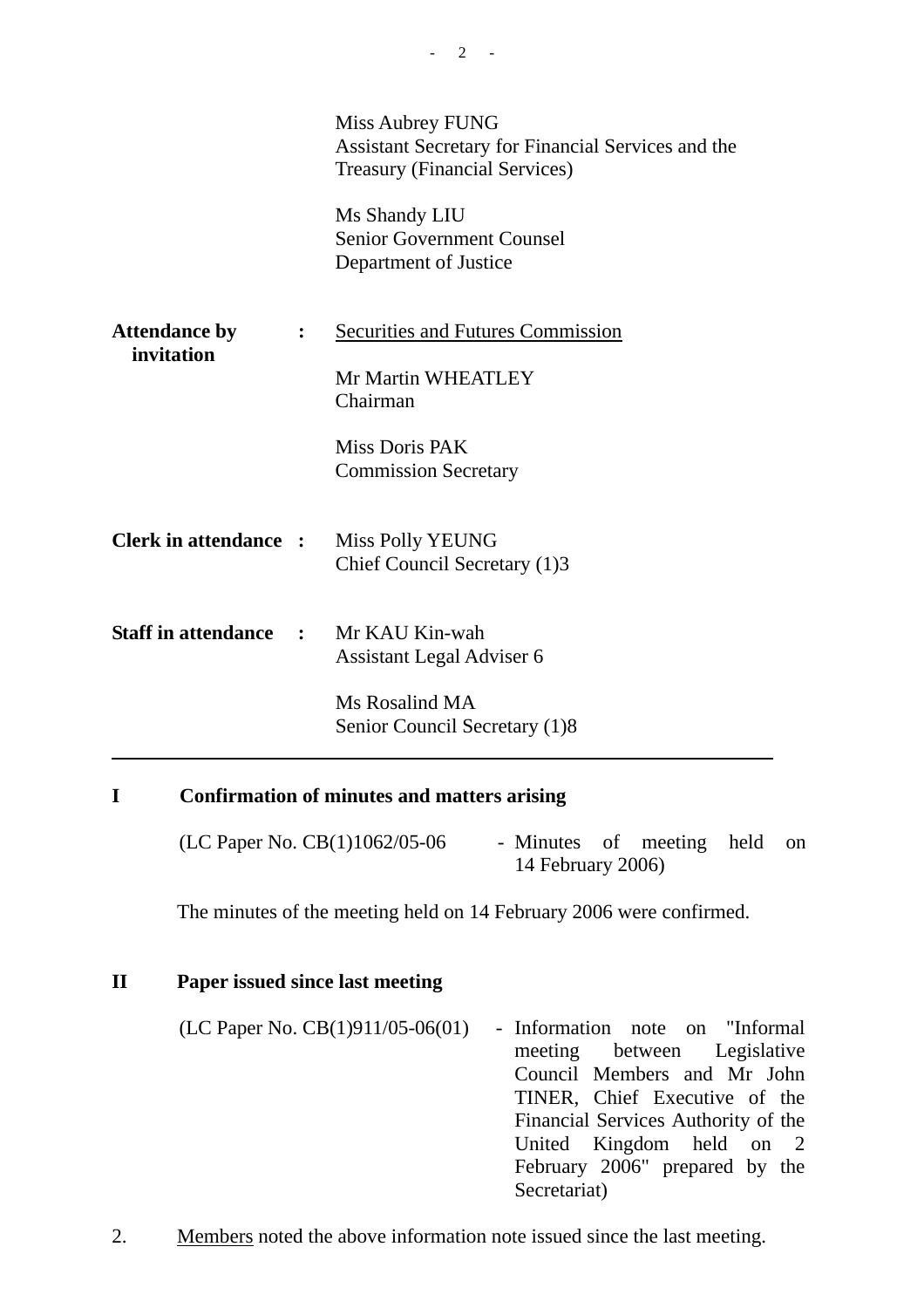Miss Aubrey FUNG
Assistant Secretary for Financial Services and the Treasury (Financial Services)

Ms Shandy LIU
Senior Government Counsel
Department of Justice

**Attendance by invitation** : Securities and Futures Commission

Mr Martin WHEATLEY
Chairman

Miss Doris PAK
Commission Secretary

**Clerk in attendance** : Miss Polly YEUNG
Chief Council Secretary (1)3

**Staff in attendance** : Mr KAU Kin-wah
Assistant Legal Adviser 6

Ms Rosalind MA
Senior Council Secretary (1)8

---

## I Confirmation of minutes and matters arising

(LC Paper No. CB(1)1062/05-06 - Minutes of meeting held on 14 February 2006)

The minutes of the meeting held on 14 February 2006 were confirmed.

## II Paper issued since last meeting

(LC Paper No. CB(1)911/05-06(01) - Information note on "Informal meeting between Legislative Council Members and Mr John TINER, Chief Executive of the Financial Services Authority of the United Kingdom held on 2 February 2006" prepared by the Secretariat)

2. Members noted the above information note issued since the last meeting.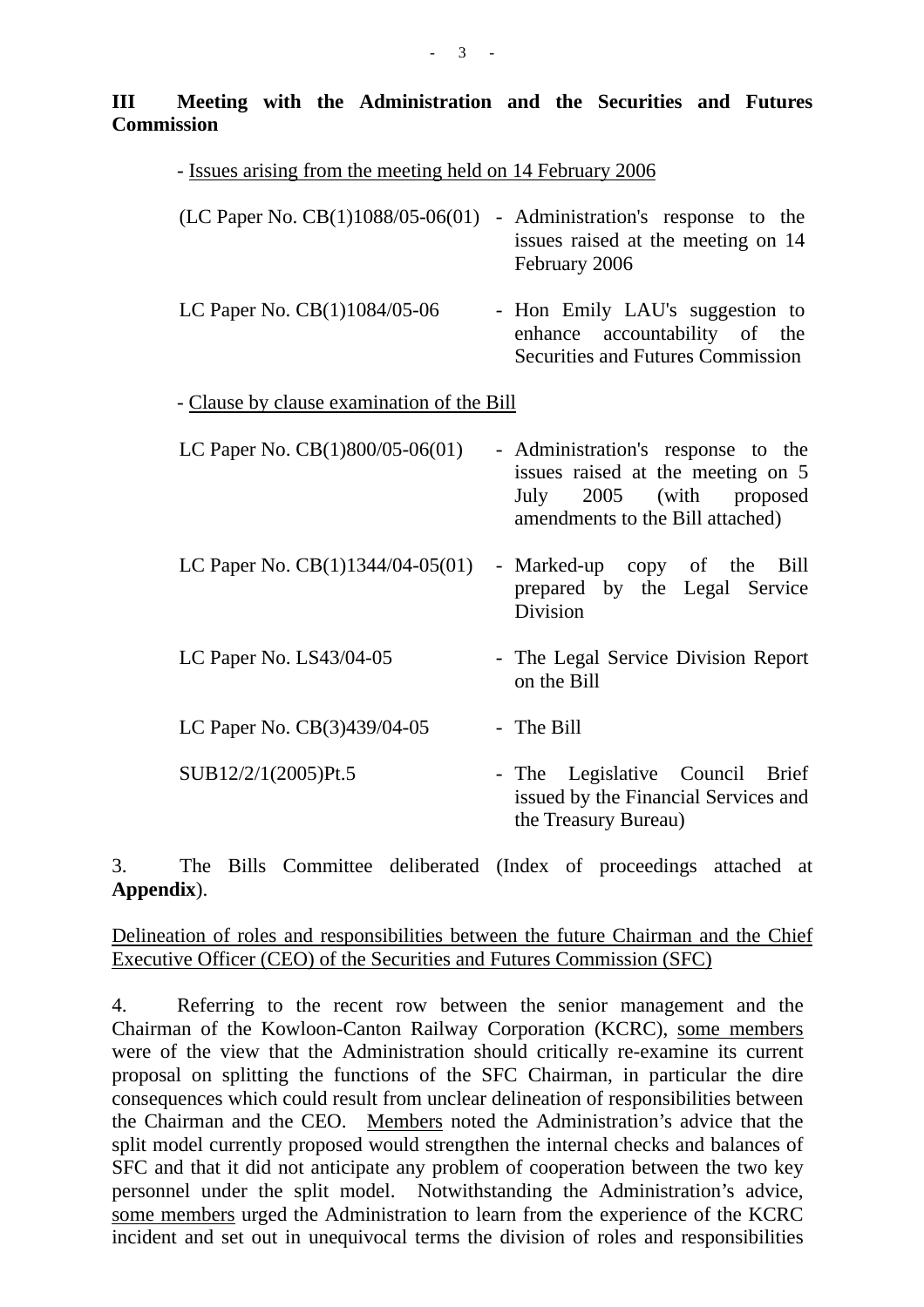**III Meeting with the Administration and the Securities and Futures Commission**

- Issues arising from the meeting held on 14 February 2006

| | |
|---|---|
| (LC Paper No. CB(1)1088/05-06(01) | - Administration's response to the issues raised at the meeting on 14 February 2006 |
| LC Paper No. CB(1)1084/05-06 | - Hon Emily LAU's suggestion to enhance accountability of the Securities and Futures Commission |

- Clause by clause examination of the Bill

| | |
|---|---|
| LC Paper No. CB(1)800/05-06(01) | - Administration's response to the issues raised at the meeting on 5 July 2005 (with proposed amendments to the Bill attached) |
| LC Paper No. CB(1)1344/04-05(01) | - Marked-up copy of the Bill prepared by the Legal Service Division |
| LC Paper No. LS43/04-05 | - The Legal Service Division Report on the Bill |
| LC Paper No. CB(3)439/04-05 | - The Bill |
| SUB12/2/1(2005)Pt.5 | - The Legislative Council Brief issued by the Financial Services and the Treasury Bureau) |

3. The Bills Committee deliberated (Index of proceedings attached at **Appendix**).

Delineation of roles and responsibilities between the future Chairman and the Chief Executive Officer (CEO) of the Securities and Futures Commission (SFC)

4. Referring to the recent row between the senior management and the Chairman of the Kowloon-Canton Railway Corporation (KCRC), some members were of the view that the Administration should critically re-examine its current proposal on splitting the functions of the SFC Chairman, in particular the dire consequences which could result from unclear delineation of responsibilities between the Chairman and the CEO. Members noted the Administration's advice that the split model currently proposed would strengthen the internal checks and balances of SFC and that it did not anticipate any problem of cooperation between the two key personnel under the split model. Notwithstanding the Administration's advice, some members urged the Administration to learn from the experience of the KCRC incident and set out in unequivocal terms the division of roles and responsibilities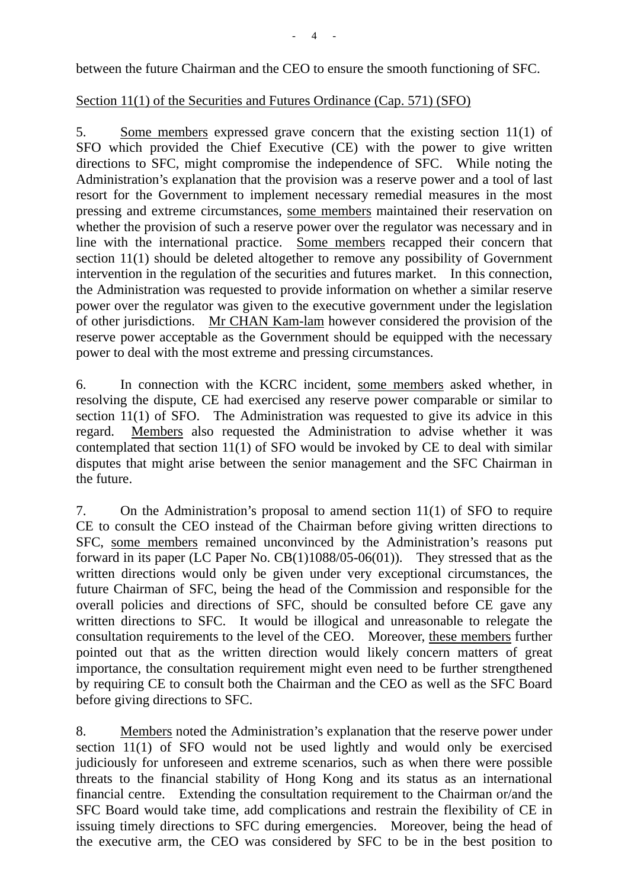between the future Chairman and the CEO to ensure the smooth functioning of SFC.

Section 11(1) of the Securities and Futures Ordinance (Cap. 571) (SFO)

5. Some members expressed grave concern that the existing section 11(1) of SFO which provided the Chief Executive (CE) with the power to give written directions to SFC, might compromise the independence of SFC. While noting the Administration's explanation that the provision was a reserve power and a tool of last resort for the Government to implement necessary remedial measures in the most pressing and extreme circumstances, some members maintained their reservation on whether the provision of such a reserve power over the regulator was necessary and in line with the international practice. Some members recapped their concern that section 11(1) should be deleted altogether to remove any possibility of Government intervention in the regulation of the securities and futures market. In this connection, the Administration was requested to provide information on whether a similar reserve power over the regulator was given to the executive government under the legislation of other jurisdictions. Mr CHAN Kam-lam however considered the provision of the reserve power acceptable as the Government should be equipped with the necessary power to deal with the most extreme and pressing circumstances.

6. In connection with the KCRC incident, some members asked whether, in resolving the dispute, CE had exercised any reserve power comparable or similar to section 11(1) of SFO. The Administration was requested to give its advice in this regard. Members also requested the Administration to advise whether it was contemplated that section 11(1) of SFO would be invoked by CE to deal with similar disputes that might arise between the senior management and the SFC Chairman in the future.

7. On the Administration's proposal to amend section 11(1) of SFO to require CE to consult the CEO instead of the Chairman before giving written directions to SFC, some members remained unconvinced by the Administration's reasons put forward in its paper (LC Paper No. CB(1)1088/05-06(01)). They stressed that as the written directions would only be given under very exceptional circumstances, the future Chairman of SFC, being the head of the Commission and responsible for the overall policies and directions of SFC, should be consulted before CE gave any written directions to SFC. It would be illogical and unreasonable to relegate the consultation requirements to the level of the CEO. Moreover, these members further pointed out that as the written direction would likely concern matters of great importance, the consultation requirement might even need to be further strengthened by requiring CE to consult both the Chairman and the CEO as well as the SFC Board before giving directions to SFC.

8. Members noted the Administration's explanation that the reserve power under section 11(1) of SFO would not be used lightly and would only be exercised judiciously for unforeseen and extreme scenarios, such as when there were possible threats to the financial stability of Hong Kong and its status as an international financial centre. Extending the consultation requirement to the Chairman or/and the SFC Board would take time, add complications and restrain the flexibility of CE in issuing timely directions to SFC during emergencies. Moreover, being the head of the executive arm, the CEO was considered by SFC to be in the best position to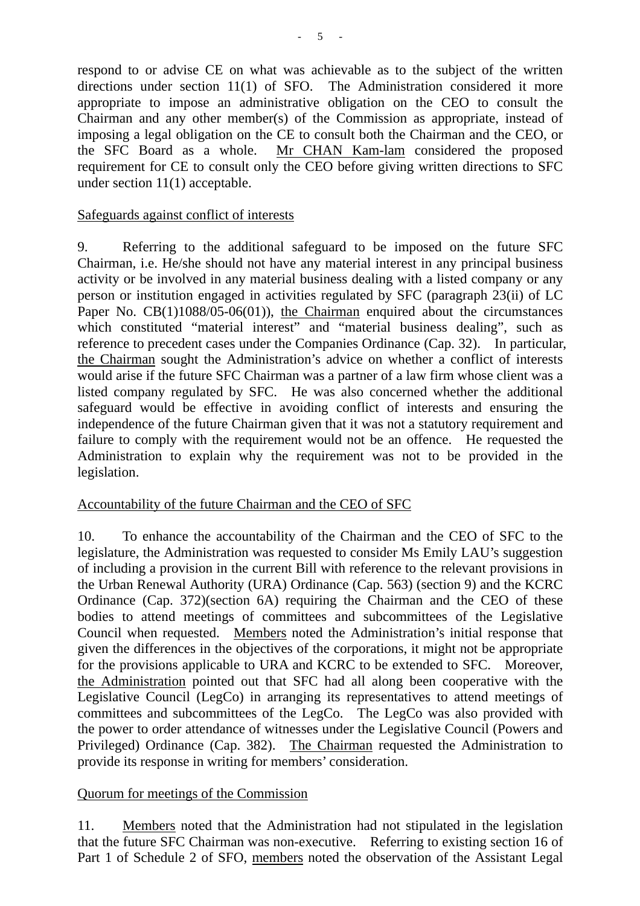respond to or advise CE on what was achievable as to the subject of the written directions under section 11(1) of SFO. The Administration considered it more appropriate to impose an administrative obligation on the CEO to consult the Chairman and any other member(s) of the Commission as appropriate, instead of imposing a legal obligation on the CE to consult both the Chairman and the CEO, or the SFC Board as a whole. Mr CHAN Kam-lam considered the proposed requirement for CE to consult only the CEO before giving written directions to SFC under section 11(1) acceptable.

Safeguards against conflict of interests

9. Referring to the additional safeguard to be imposed on the future SFC Chairman, i.e. He/she should not have any material interest in any principal business activity or be involved in any material business dealing with a listed company or any person or institution engaged in activities regulated by SFC (paragraph 23(ii) of LC Paper No. CB(1)1088/05-06(01)), the Chairman enquired about the circumstances which constituted "material interest" and "material business dealing", such as reference to precedent cases under the Companies Ordinance (Cap. 32). In particular, the Chairman sought the Administration's advice on whether a conflict of interests would arise if the future SFC Chairman was a partner of a law firm whose client was a listed company regulated by SFC. He was also concerned whether the additional safeguard would be effective in avoiding conflict of interests and ensuring the independence of the future Chairman given that it was not a statutory requirement and failure to comply with the requirement would not be an offence. He requested the Administration to explain why the requirement was not to be provided in the legislation.

Accountability of the future Chairman and the CEO of SFC

10. To enhance the accountability of the Chairman and the CEO of SFC to the legislature, the Administration was requested to consider Ms Emily LAU's suggestion of including a provision in the current Bill with reference to the relevant provisions in the Urban Renewal Authority (URA) Ordinance (Cap. 563) (section 9) and the KCRC Ordinance (Cap. 372)(section 6A) requiring the Chairman and the CEO of these bodies to attend meetings of committees and subcommittees of the Legislative Council when requested. Members noted the Administration's initial response that given the differences in the objectives of the corporations, it might not be appropriate for the provisions applicable to URA and KCRC to be extended to SFC. Moreover, the Administration pointed out that SFC had all along been cooperative with the Legislative Council (LegCo) in arranging its representatives to attend meetings of committees and subcommittees of the LegCo. The LegCo was also provided with the power to order attendance of witnesses under the Legislative Council (Powers and Privileged) Ordinance (Cap. 382). The Chairman requested the Administration to provide its response in writing for members' consideration.

Quorum for meetings of the Commission

11. Members noted that the Administration had not stipulated in the legislation that the future SFC Chairman was non-executive. Referring to existing section 16 of Part 1 of Schedule 2 of SFO, members noted the observation of the Assistant Legal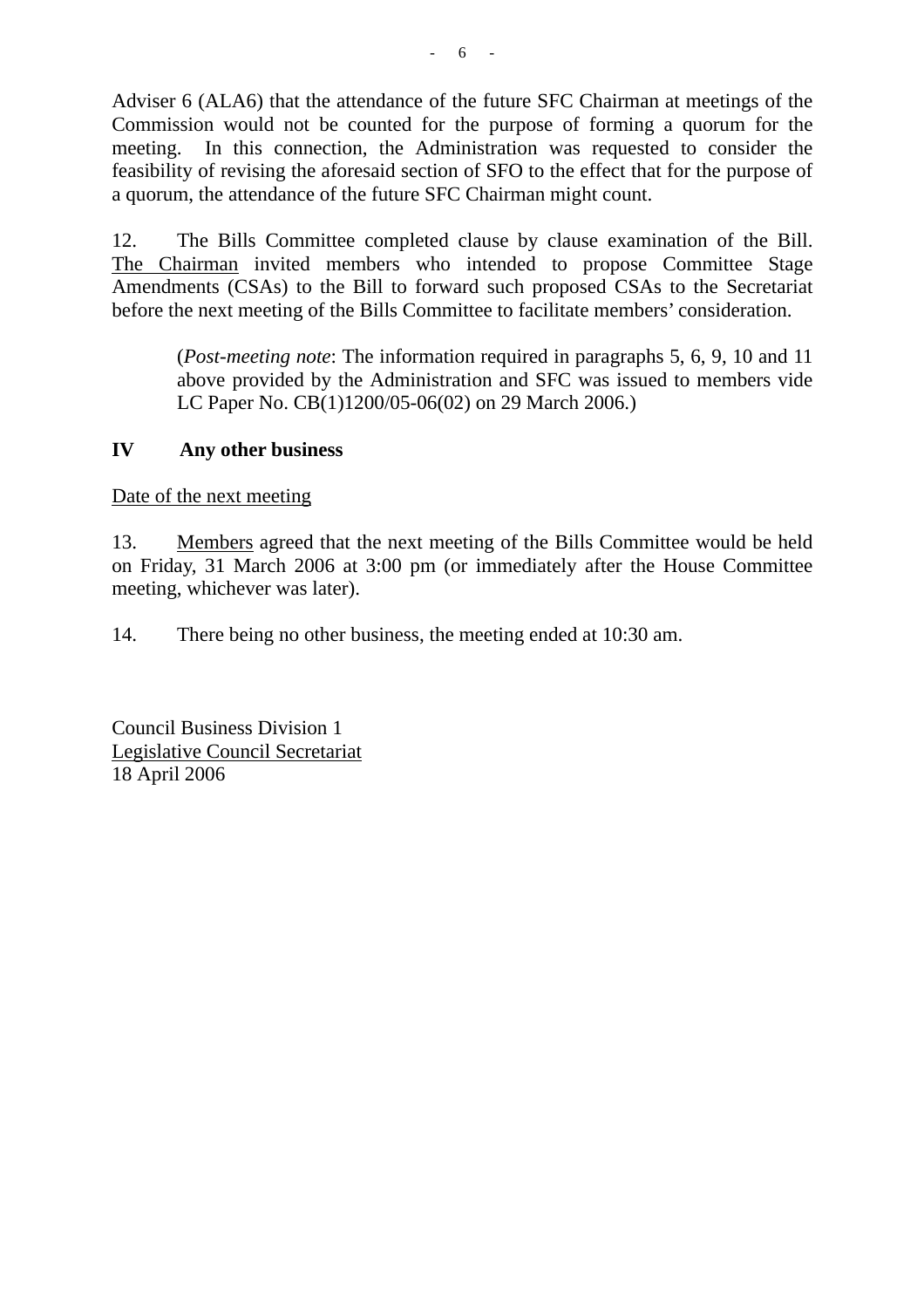Adviser 6 (ALA6) that the attendance of the future SFC Chairman at meetings of the Commission would not be counted for the purpose of forming a quorum for the meeting. In this connection, the Administration was requested to consider the feasibility of revising the aforesaid section of SFO to the effect that for the purpose of a quorum, the attendance of the future SFC Chairman might count.

12. The Bills Committee completed clause by clause examination of the Bill. The Chairman invited members who intended to propose Committee Stage Amendments (CSAs) to the Bill to forward such proposed CSAs to the Secretariat before the next meeting of the Bills Committee to facilitate members' consideration.

> (*Post-meeting note*: The information required in paragraphs 5, 6, 9, 10 and 11 above provided by the Administration and SFC was issued to members vide LC Paper No. CB(1)1200/05-06(02) on 29 March 2006.)

**IV Any other business**

Date of the next meeting

13. Members agreed that the next meeting of the Bills Committee would be held on Friday, 31 March 2006 at 3:00 pm (or immediately after the House Committee meeting, whichever was later).

14. There being no other business, the meeting ended at 10:30 am.

Council Business Division 1
Legislative Council Secretariat
18 April 2006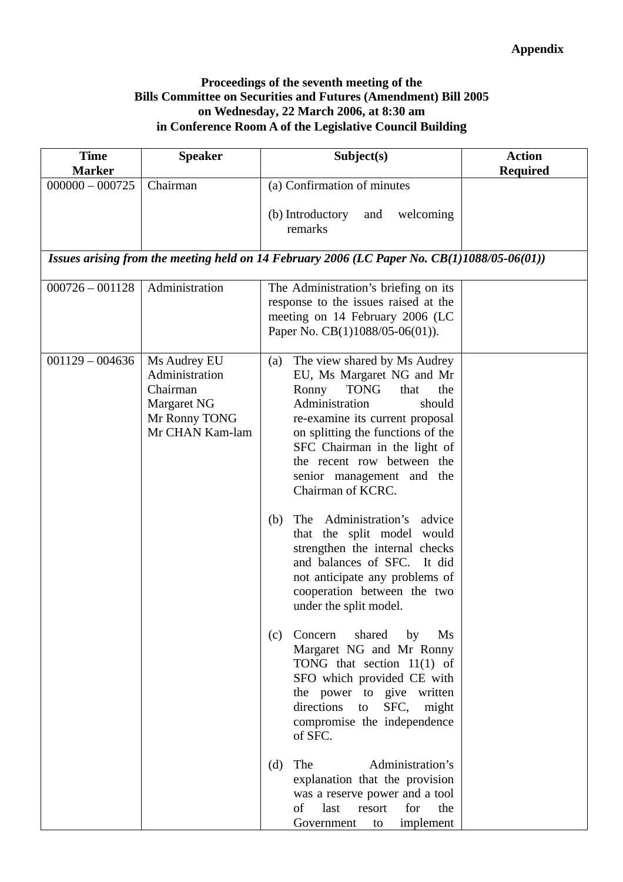**Appendix**

**Proceedings of the seventh meeting of the Bills Committee on Securities and Futures (Amendment) Bill 2005 on Wednesday, 22 March 2006, at 8:30 am in Conference Room A of the Legislative Council Building**

| Time Marker | Speaker | Subject(s) | Action Required |
|---|---|---|---|
| 000000 – 000725 | Chairman | (a) Confirmation of minutes<br><br>(b) Introductory and welcoming remarks | |
| ***Issues arising from the meeting held on 14 February 2006 (LC Paper No. CB(1)1088/05-06(01))*** | | | |
| 000726 – 001128 | Administration | The Administration's briefing on its response to the issues raised at the meeting on 14 February 2006 (LC Paper No. CB(1)1088/05-06(01)). | |
| 001129 – 004636 | Ms Audrey EU<br>Administration<br>Chairman<br>Margaret NG<br>Mr Ronny TONG<br>Mr CHAN Kam-lam | (a) The view shared by Ms Audrey EU, Ms Margaret NG and Mr Ronny TONG that the Administration should re-examine its current proposal on splitting the functions of the SFC Chairman in the light of the recent row between the senior management and the Chairman of KCRC.<br><br>(b) The Administration's advice that the split model would strengthen the internal checks and balances of SFC. It did not anticipate any problems of cooperation between the two under the split model.<br><br>(c) Concern shared by Ms Margaret NG and Mr Ronny TONG that section 11(1) of SFO which provided CE with the power to give written directions to SFC, might compromise the independence of SFC.<br><br>(d) The Administration's explanation that the provision was a reserve power and a tool of last resort for the Government to implement | |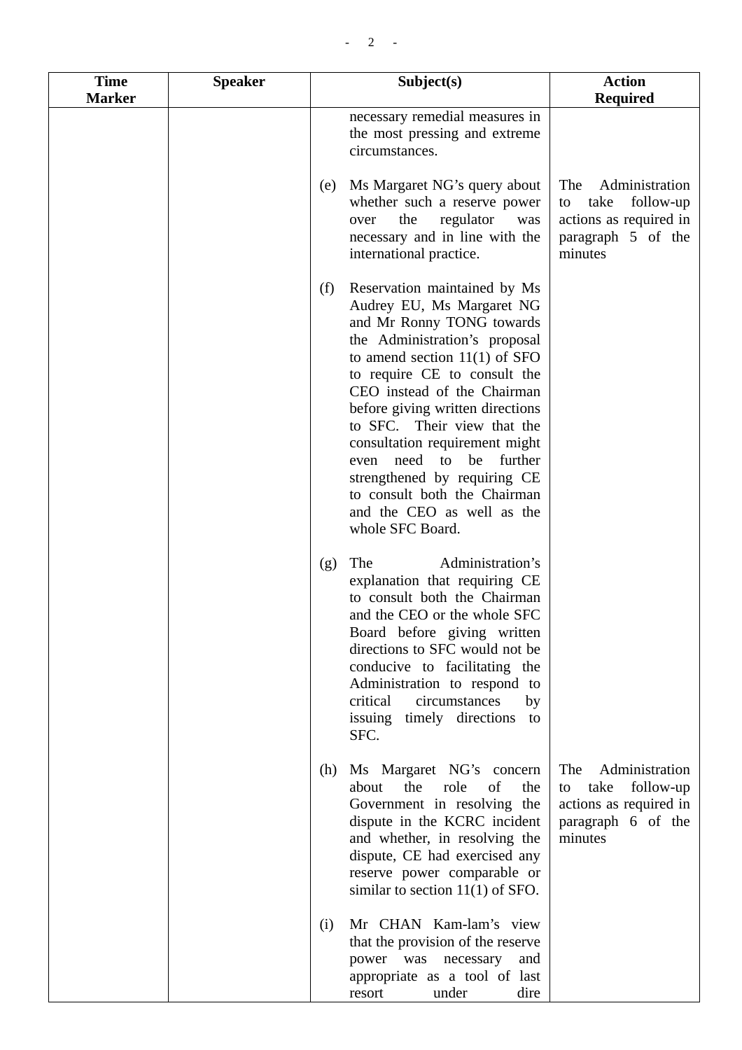| Time Marker | Speaker | Subject(s) | Action Required |
|---|---|---|---|
| | | necessary remedial measures in the most pressing and extreme circumstances. | |
| | | (e) Ms Margaret NG's query about whether such a reserve power over the regulator was necessary and in line with the international practice. | The Administration to take follow-up actions as required in paragraph 5 of the minutes |
| | | (f) Reservation maintained by Ms Audrey EU, Ms Margaret NG and Mr Ronny TONG towards the Administration's proposal to amend section 11(1) of SFO to require CE to consult the CEO instead of the Chairman before giving written directions to SFC. Their view that the consultation requirement might even need to be further strengthened by requiring CE to consult both the Chairman and the CEO as well as the whole SFC Board. | |
| | | (g) The Administration's explanation that requiring CE to consult both the Chairman and the CEO or the whole SFC Board before giving written directions to SFC would not be conducive to facilitating the Administration to respond to critical circumstances by issuing timely directions to SFC. | |
| | | (h) Ms Margaret NG's concern about the role of the Government in resolving the dispute in the KCRC incident and whether, in resolving the dispute, CE had exercised any reserve power comparable or similar to section 11(1) of SFO. | The Administration to take follow-up actions as required in paragraph 6 of the minutes |
| | | (i) Mr CHAN Kam-lam's view that the provision of the reserve power was necessary and appropriate as a tool of last resort under dire | |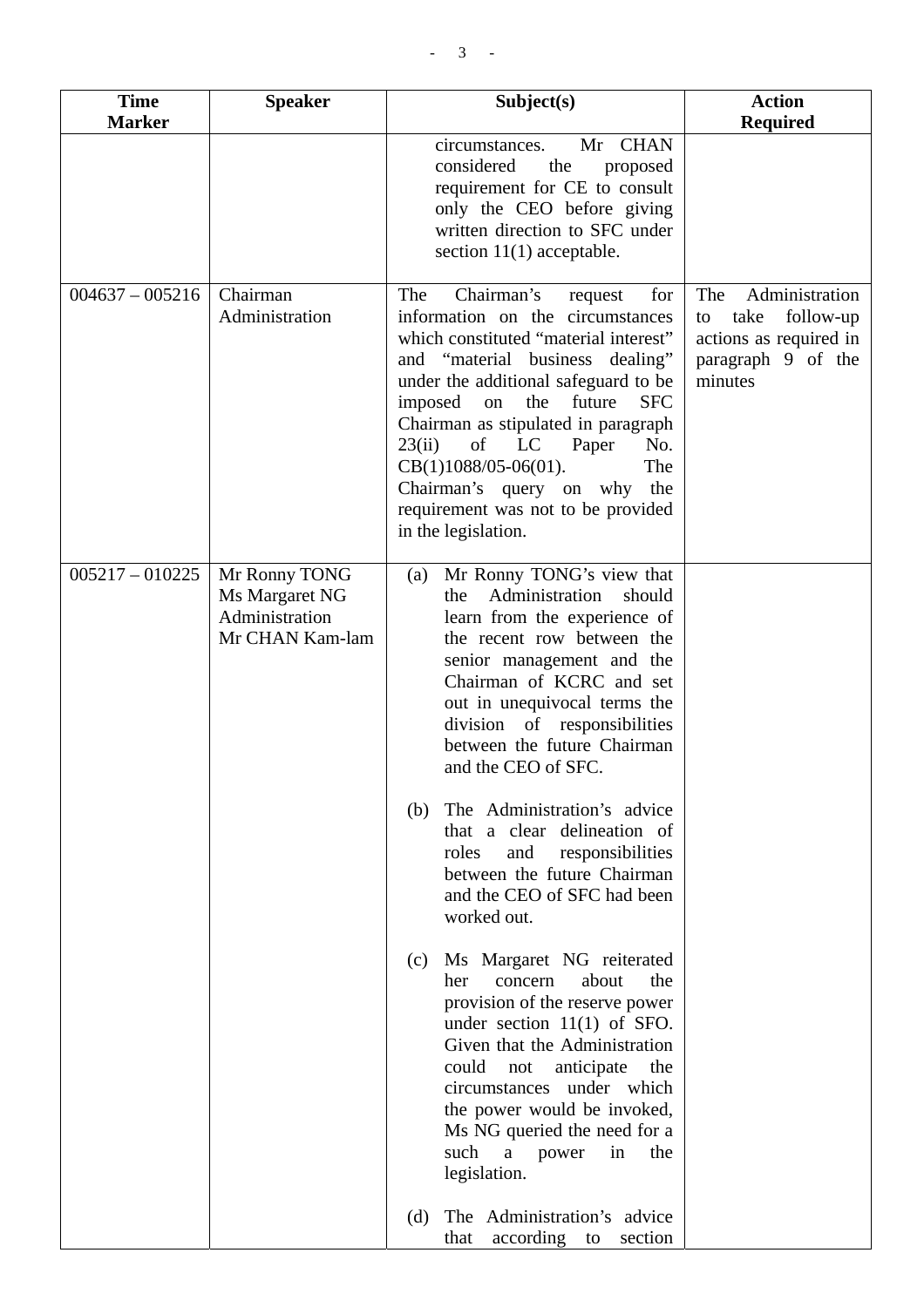| Time Marker | Speaker | Subject(s) | Action Required |
|---|---|---|---|
| | | circumstances. Mr CHAN considered the proposed requirement for CE to consult only the CEO before giving written direction to SFC under section 11(1) acceptable. | |
| 004637 – 005216 | Chairman<br>Administration | The Chairman's request for information on the circumstances which constituted "material interest" and "material business dealing" under the additional safeguard to be imposed on the future SFC Chairman as stipulated in paragraph 23(ii) of LC Paper No. CB(1)1088/05-06(01). The Chairman's query on why the requirement was not to be provided in the legislation. | The Administration to take follow-up actions as required in paragraph 9 of the minutes |
| 005217 – 010225 | Mr Ronny TONG<br>Ms Margaret NG<br>Administration<br>Mr CHAN Kam-lam | (a) Mr Ronny TONG's view that the Administration should learn from the experience of the recent row between the senior management and the Chairman of KCRC and set out in unequivocal terms the division of responsibilities between the future Chairman and the CEO of SFC.<br><br>(b) The Administration's advice that a clear delineation of roles and responsibilities between the future Chairman and the CEO of SFC had been worked out.<br><br>(c) Ms Margaret NG reiterated her concern about the provision of the reserve power under section 11(1) of SFO. Given that the Administration could not anticipate the circumstances under which the power would be invoked, Ms NG queried the need for a such a power in the legislation.<br><br>(d) The Administration's advice that according to section | |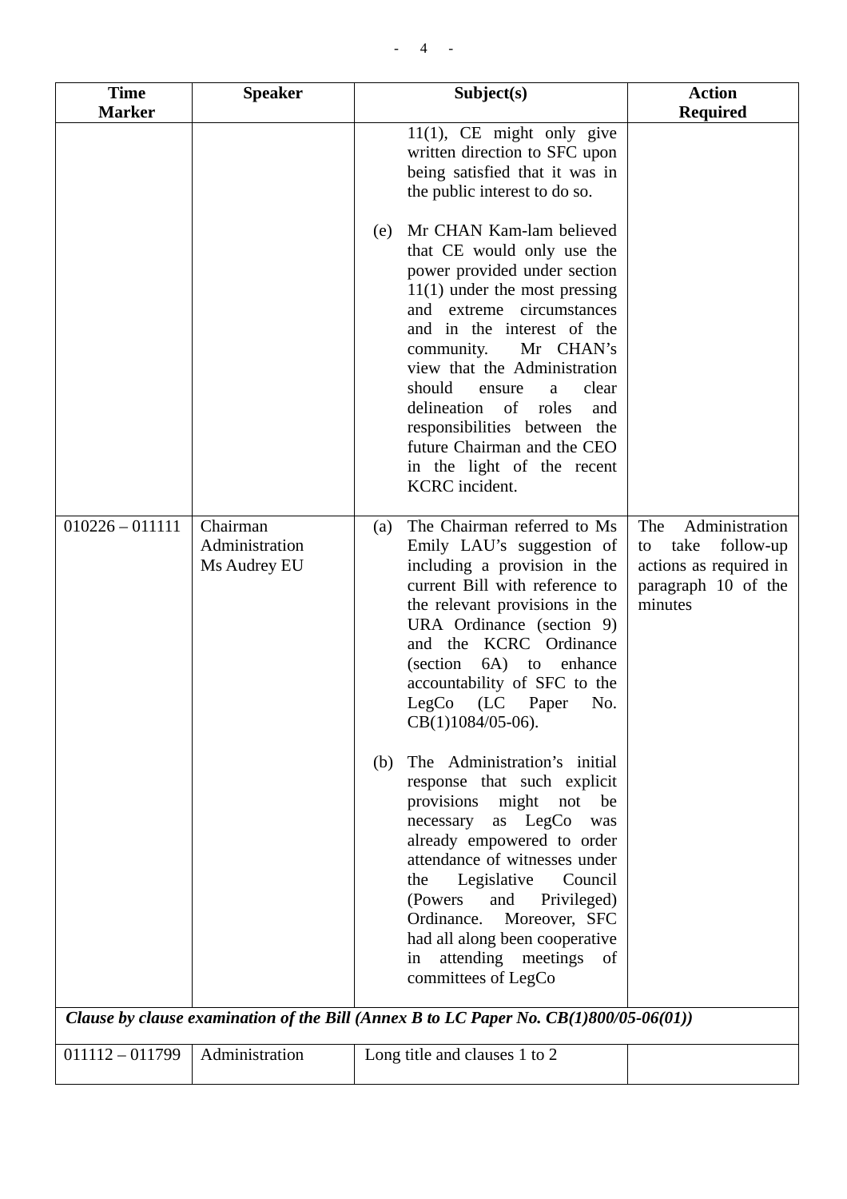| Time Marker | Speaker | Subject(s) | Action Required |
|---|---|---|---|
| | | 11(1), CE might only give written direction to SFC upon being satisfied that it was in the public interest to do so.<br><br>(e) Mr CHAN Kam-lam believed that CE would only use the power provided under section 11(1) under the most pressing and extreme circumstances and in the interest of the community. Mr CHAN's view that the Administration should ensure a clear delineation of roles and responsibilities between the future Chairman and the CEO in the light of the recent KCRC incident. | |
| 010226 – 011111 | Chairman<br>Administration<br>Ms Audrey EU | (a) The Chairman referred to Ms Emily LAU's suggestion of including a provision in the current Bill with reference to the relevant provisions in the URA Ordinance (section 9) and the KCRC Ordinance (section 6A) to enhance accountability of SFC to the LegCo (LC Paper No. CB(1)1084/05-06).<br><br>(b) The Administration's initial response that such explicit provisions might not be necessary as LegCo was already empowered to order attendance of witnesses under the Legislative Council (Powers and Privileged) Ordinance. Moreover, SFC had all along been cooperative in attending meetings of committees of LegCo | The Administration to take follow-up actions as required in paragraph 10 of the minutes |
| ***Clause by clause examination of the Bill (Annex B to LC Paper No. CB(1)800/05-06(01))*** | | | |
| 011112 – 011799 | Administration | Long title and clauses 1 to 2 | |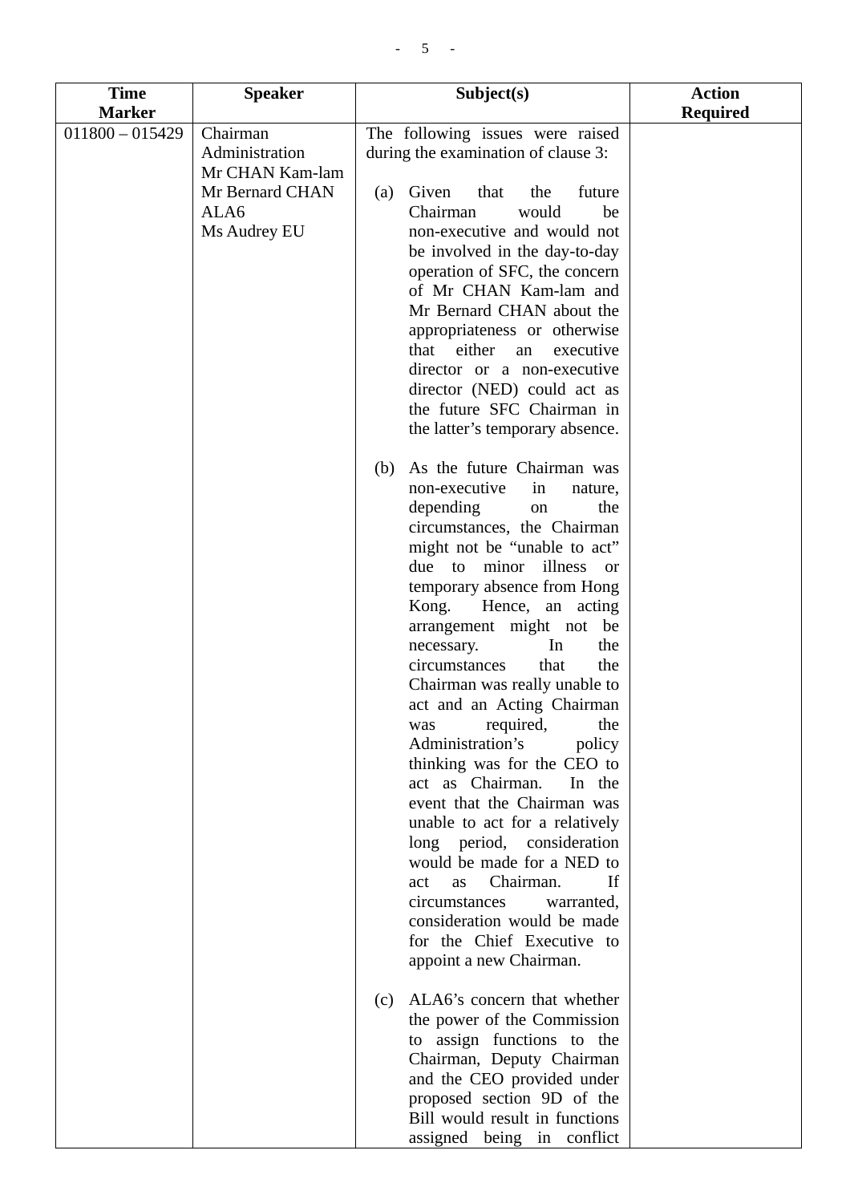| Time Marker | Speaker | Subject(s) | Action Required |
|---|---|---|---|
| 011800 – 015429 | Chairman<br>Administration<br>Mr CHAN Kam-lam<br>Mr Bernard CHAN<br>ALA6<br>Ms Audrey EU | The following issues were raised during the examination of clause 3:<br><br>(a) Given that the future Chairman would be non-executive and would not be involved in the day-to-day operation of SFC, the concern of Mr CHAN Kam-lam and Mr Bernard CHAN about the appropriateness or otherwise that either an executive director or a non-executive director (NED) could act as the future SFC Chairman in the latter's temporary absence.<br><br>(b) As the future Chairman was non-executive in nature, depending on the circumstances, the Chairman might not be "unable to act" due to minor illness or temporary absence from Hong Kong. Hence, an acting arrangement might not be necessary. In the circumstances that the Chairman was really unable to act and an Acting Chairman was required, the Administration's policy thinking was for the CEO to act as Chairman. In the event that the Chairman was unable to act for a relatively long period, consideration would be made for a NED to act as Chairman. If circumstances warranted, consideration would be made for the Chief Executive to appoint a new Chairman.<br><br>(c) ALA6's concern that whether the power of the Commission to assign functions to the Chairman, Deputy Chairman and the CEO provided under proposed section 9D of the Bill would result in functions assigned being in conflict | |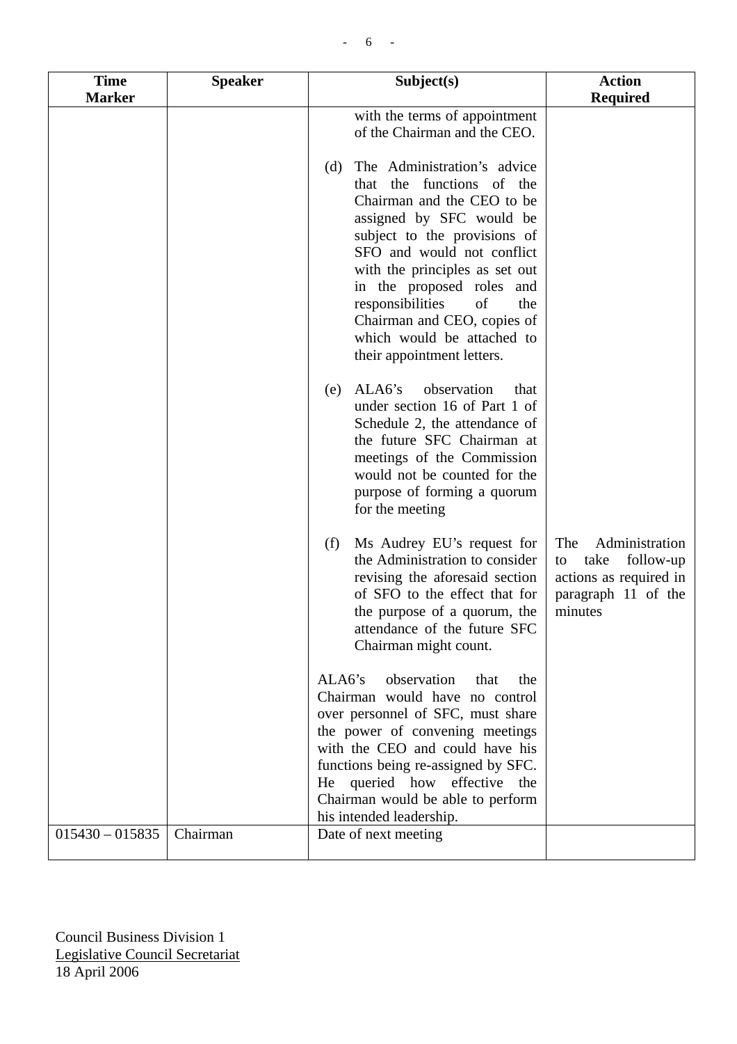| Time Marker | Speaker | Subject(s) | Action Required |
|---|---|---|---|
| | | with the terms of appointment of the Chairman and the CEO.<br><br>(d) The Administration's advice that the functions of the Chairman and the CEO to be assigned by SFC would be subject to the provisions of SFO and would not conflict with the principles as set out in the proposed roles and responsibilities of the Chairman and CEO, copies of which would be attached to their appointment letters.<br><br>(e) ALA6's observation that under section 16 of Part 1 of Schedule 2, the attendance of the future SFC Chairman at meetings of the Commission would not be counted for the purpose of forming a quorum for the meeting<br><br>(f) Ms Audrey EU's request for the Administration to consider revising the aforesaid section of SFO to the effect that for the purpose of a quorum, the attendance of the future SFC Chairman might count.<br><br>ALA6's observation that the Chairman would have no control over personnel of SFC, must share the power of convening meetings with the CEO and could have his functions being re-assigned by SFC. He queried how effective the Chairman would be able to perform his intended leadership. | The Administration to take follow-up actions as required in paragraph 11 of the minutes |
| 015430 – 015835 | Chairman | Date of next meeting | |

Council Business Division 1
Legislative Council Secretariat
18 April 2006